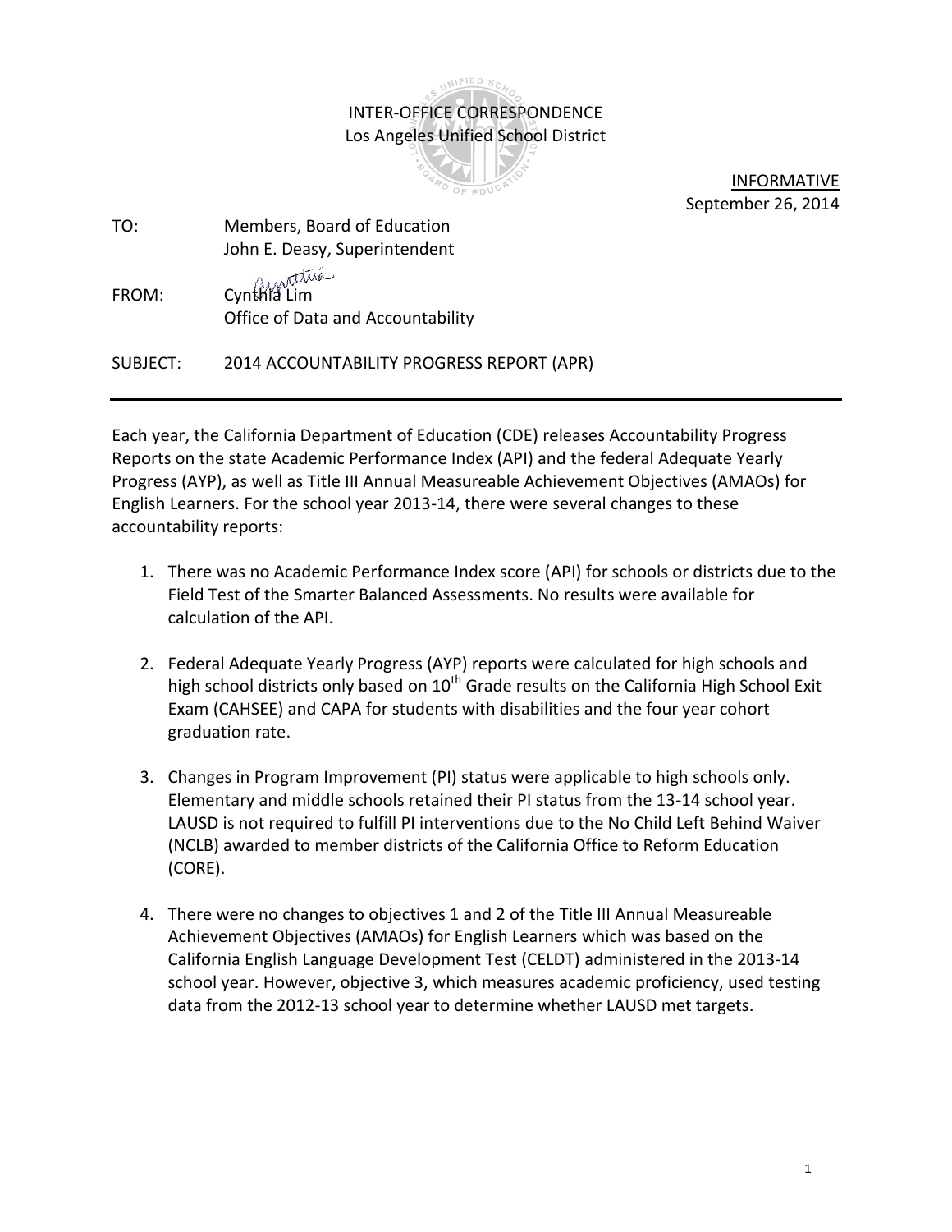INTER-OFFICE CORRESPONDENCE
Los Angeles Unified School District

INFORMATIVE
September 26, 2014

TO: Members, Board of Education
John E. Deasy, Superintendent

FROM: Cynthia Lim
Office of Data and Accountability

SUBJECT: 2014 ACCOUNTABILITY PROGRESS REPORT (APR)

---

Each year, the California Department of Education (CDE) releases Accountability Progress Reports on the state Academic Performance Index (API) and the federal Adequate Yearly Progress (AYP), as well as Title III Annual Measureable Achievement Objectives (AMAOs) for English Learners. For the school year 2013-14, there were several changes to these accountability reports:

1. There was no Academic Performance Index score (API) for schools or districts due to the Field Test of the Smarter Balanced Assessments. No results were available for calculation of the API.

2. Federal Adequate Yearly Progress (AYP) reports were calculated for high schools and high school districts only based on 10th Grade results on the California High School Exit Exam (CAHSEE) and CAPA for students with disabilities and the four year cohort graduation rate.

3. Changes in Program Improvement (PI) status were applicable to high schools only. Elementary and middle schools retained their PI status from the 13-14 school year. LAUSD is not required to fulfill PI interventions due to the No Child Left Behind Waiver (NCLB) awarded to member districts of the California Office to Reform Education (CORE).

4. There were no changes to objectives 1 and 2 of the Title III Annual Measureable Achievement Objectives (AMAOs) for English Learners which was based on the California English Language Development Test (CELDT) administered in the 2013-14 school year. However, objective 3, which measures academic proficiency, used testing data from the 2012-13 school year to determine whether LAUSD met targets.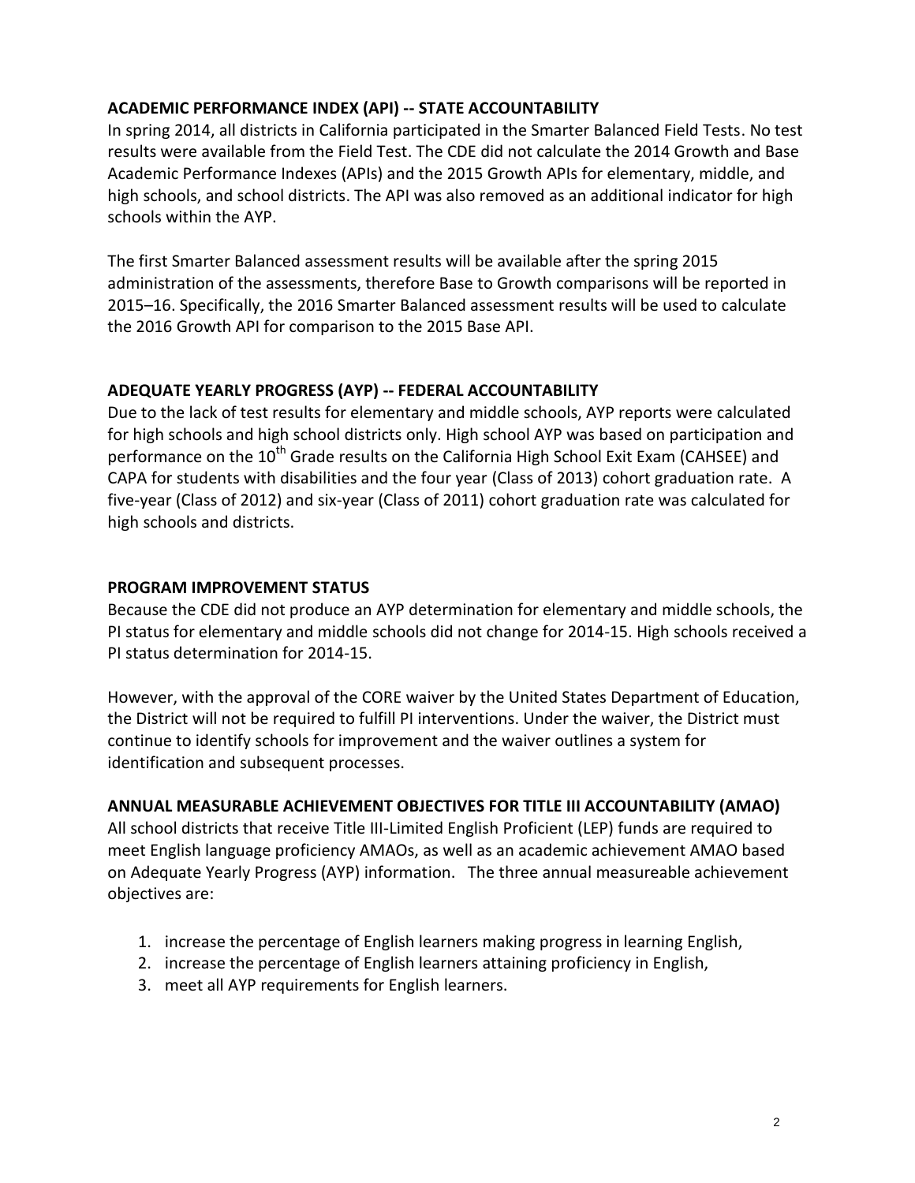## ACADEMIC PERFORMANCE INDEX (API) -- STATE ACCOUNTABILITY

In spring 2014, all districts in California participated in the Smarter Balanced Field Tests. No test results were available from the Field Test. The CDE did not calculate the 2014 Growth and Base Academic Performance Indexes (APIs) and the 2015 Growth APIs for elementary, middle, and high schools, and school districts. The API was also removed as an additional indicator for high schools within the AYP.

The first Smarter Balanced assessment results will be available after the spring 2015 administration of the assessments, therefore Base to Growth comparisons will be reported in 2015–16. Specifically, the 2016 Smarter Balanced assessment results will be used to calculate the 2016 Growth API for comparison to the 2015 Base API.

## ADEQUATE YEARLY PROGRESS (AYP) -- FEDERAL ACCOUNTABILITY

Due to the lack of test results for elementary and middle schools, AYP reports were calculated for high schools and high school districts only. High school AYP was based on participation and performance on the 10th Grade results on the California High School Exit Exam (CAHSEE) and CAPA for students with disabilities and the four year (Class of 2013) cohort graduation rate. A five-year (Class of 2012) and six-year (Class of 2011) cohort graduation rate was calculated for high schools and districts.

## PROGRAM IMPROVEMENT STATUS

Because the CDE did not produce an AYP determination for elementary and middle schools, the PI status for elementary and middle schools did not change for 2014-15. High schools received a PI status determination for 2014-15.

However, with the approval of the CORE waiver by the United States Department of Education, the District will not be required to fulfill PI interventions. Under the waiver, the District must continue to identify schools for improvement and the waiver outlines a system for identification and subsequent processes.

## ANNUAL MEASURABLE ACHIEVEMENT OBJECTIVES FOR TITLE III ACCOUNTABILITY (AMAO)

All school districts that receive Title III-Limited English Proficient (LEP) funds are required to meet English language proficiency AMAOs, as well as an academic achievement AMAO based on Adequate Yearly Progress (AYP) information. The three annual measureable achievement objectives are:

1. increase the percentage of English learners making progress in learning English,
2. increase the percentage of English learners attaining proficiency in English,
3. meet all AYP requirements for English learners.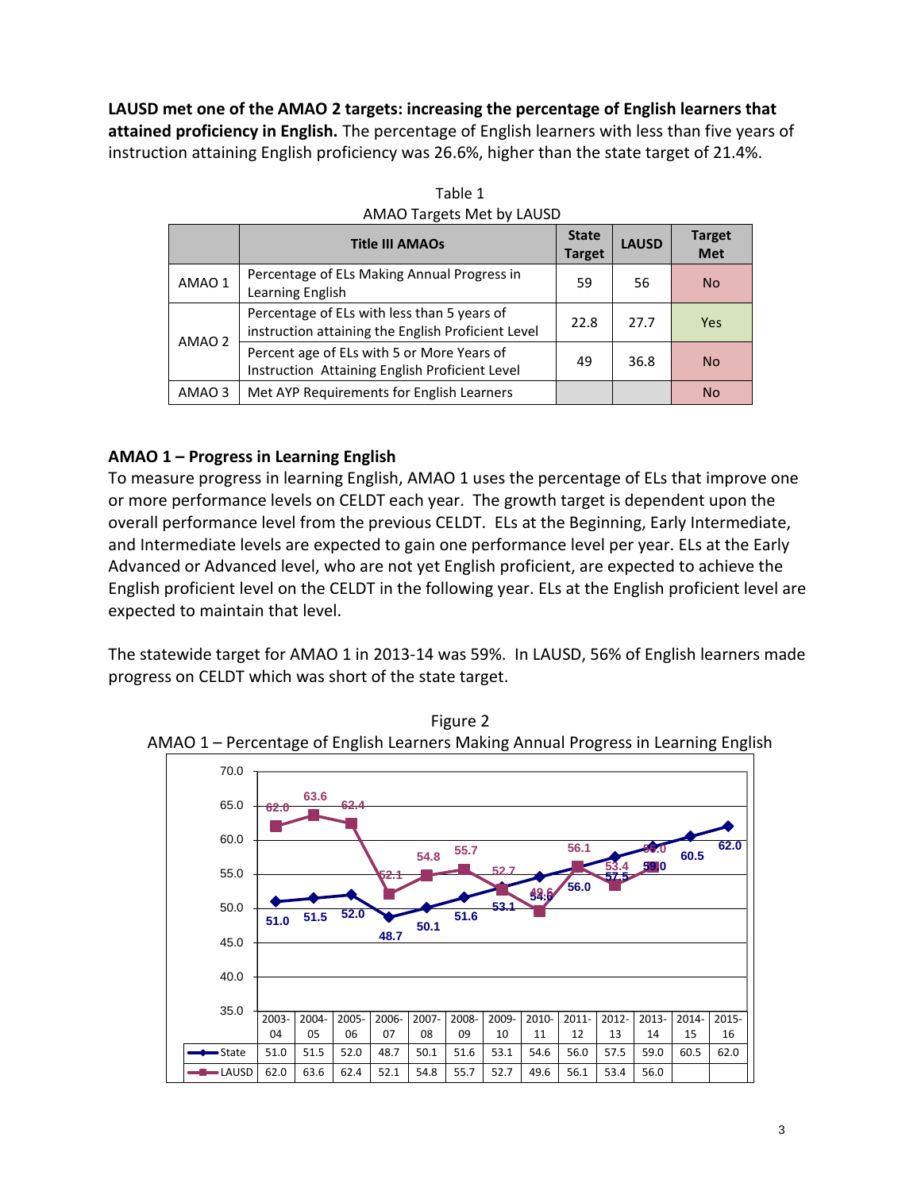**LAUSD met one of the AMAO 2 targets: increasing the percentage of English learners that attained proficiency in English.** The percentage of English learners with less than five years of instruction attaining English proficiency was 26.6%, higher than the state target of 21.4%.

Table 1
AMAO Targets Met by LAUSD

| | Title III AMAOs | State Target | LAUSD | Target Met |
|---|---|---|---|---|
| AMAO 1 | Percentage of ELs Making Annual Progress in Learning English | 59 | 56 | No |
| AMAO 2 | Percentage of ELs with less than 5 years of instruction attaining the English Proficient Level | 22.8 | 27.7 | Yes |
| | Percent age of ELs with 5 or More Years of Instruction Attaining English Proficient Level | 49 | 36.8 | No |
| AMAO 3 | Met AYP Requirements for English Learners | | | No |

### AMAO 1 – Progress in Learning English

To measure progress in learning English, AMAO 1 uses the percentage of ELs that improve one or more performance levels on CELDT each year. The growth target is dependent upon the overall performance level from the previous CELDT. ELs at the Beginning, Early Intermediate, and Intermediate levels are expected to gain one performance level per year. ELs at the Early Advanced or Advanced level, who are not yet English proficient, are expected to achieve the English proficient level on the CELDT in the following year. ELs at the English proficient level are expected to maintain that level.

The statewide target for AMAO 1 in 2013-14 was 59%. In LAUSD, 56% of English learners made progress on CELDT which was short of the state target.

Figure 2
AMAO 1 – Percentage of English Learners Making Annual Progress in Learning English

| | 2003-04 | 2004-05 | 2005-06 | 2006-07 | 2007-08 | 2008-09 | 2009-10 | 2010-11 | 2011-12 | 2012-13 | 2013-14 | 2014-15 | 2015-16 |
|---|---|---|---|---|---|---|---|---|---|---|---|---|---|
| State | 51.0 | 51.5 | 52.0 | 48.7 | 50.1 | 51.6 | 53.1 | 54.6 | 56.0 | 57.5 | 59.0 | 60.5 | 62.0 |
| LAUSD | 62.0 | 63.6 | 62.4 | 52.1 | 54.8 | 55.7 | 52.7 | 49.6 | 56.1 | 53.4 | 56.0 | | |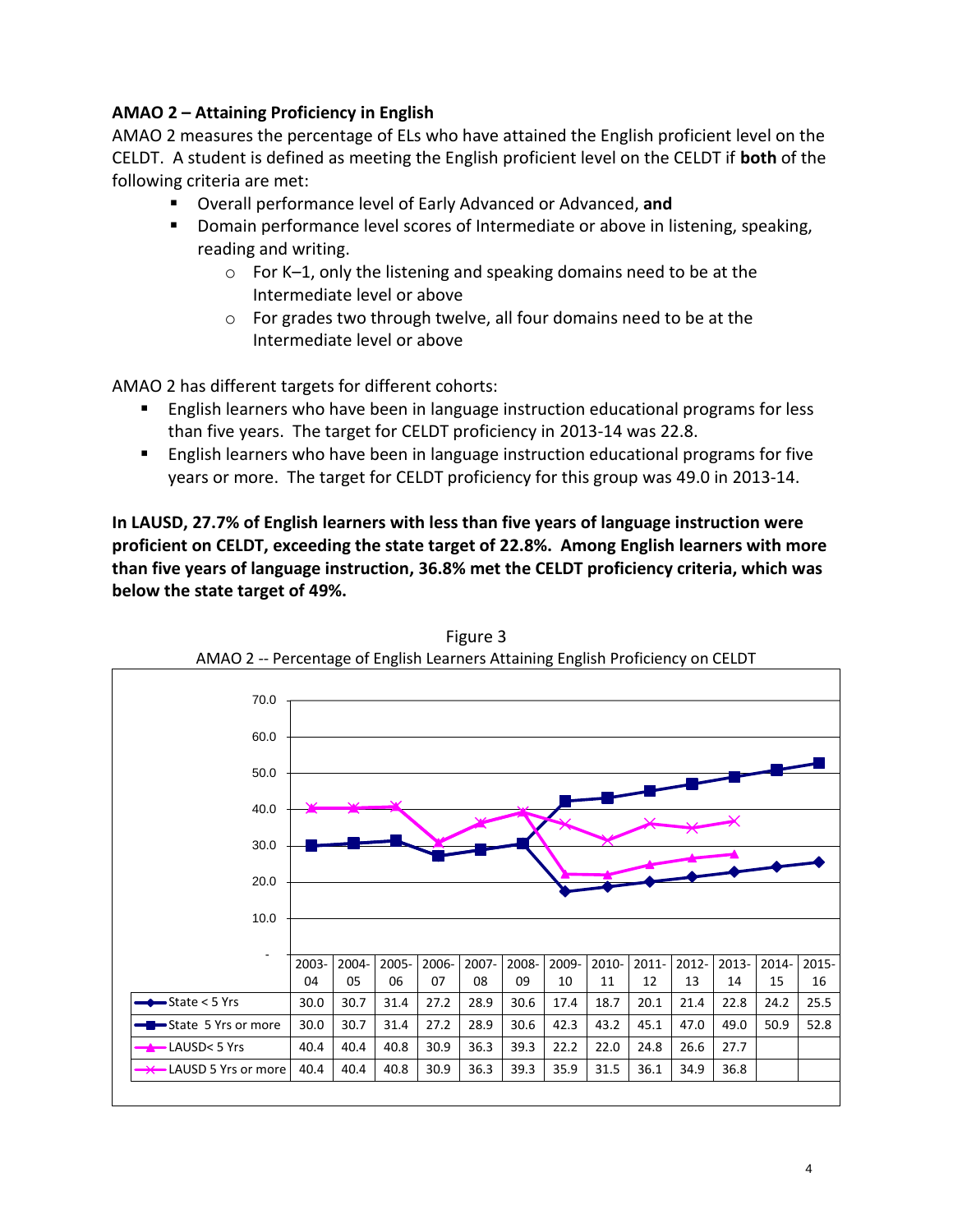### AMAO 2 – Attaining Proficiency in English

AMAO 2 measures the percentage of ELs who have attained the English proficient level on the CELDT. A student is defined as meeting the English proficient level on the CELDT if **both** of the following criteria are met:

- Overall performance level of Early Advanced or Advanced, **and**
- Domain performance level scores of Intermediate or above in listening, speaking, reading and writing.
  - For K–1, only the listening and speaking domains need to be at the Intermediate level or above
  - For grades two through twelve, all four domains need to be at the Intermediate level or above

AMAO 2 has different targets for different cohorts:

- English learners who have been in language instruction educational programs for less than five years. The target for CELDT proficiency in 2013-14 was 22.8.
- English learners who have been in language instruction educational programs for five years or more. The target for CELDT proficiency for this group was 49.0 in 2013-14.

**In LAUSD, 27.7% of English learners with less than five years of language instruction were proficient on CELDT, exceeding the state target of 22.8%. Among English learners with more than five years of language instruction, 36.8% met the CELDT proficiency criteria, which was below the state target of 49%.**

Figure 3
AMAO 2 -- Percentage of English Learners Attaining English Proficiency on CELDT

70.0
60.0
50.0
40.0
30.0
20.0
10.0
-

| | 2003-04 | 2004-05 | 2005-06 | 2006-07 | 2007-08 | 2008-09 | 2009-10 | 2010-11 | 2011-12 | 2012-13 | 2013-14 | 2014-15 | 2015-16 |
|---|---|---|---|---|---|---|---|---|---|---|---|---|---|
| State < 5 Yrs | 30.0 | 30.7 | 31.4 | 27.2 | 28.9 | 30.6 | 17.4 | 18.7 | 20.1 | 21.4 | 22.8 | 24.2 | 25.5 |
| State 5 Yrs or more | 30.0 | 30.7 | 31.4 | 27.2 | 28.9 | 30.6 | 42.3 | 43.2 | 45.1 | 47.0 | 49.0 | 50.9 | 52.8 |
| LAUSD< 5 Yrs | 40.4 | 40.4 | 40.8 | 30.9 | 36.3 | 39.3 | 22.2 | 22.0 | 24.8 | 26.6 | 27.7 | | |
| LAUSD 5 Yrs or more | 40.4 | 40.4 | 40.8 | 30.9 | 36.3 | 39.3 | 35.9 | 31.5 | 36.1 | 34.9 | 36.8 | | |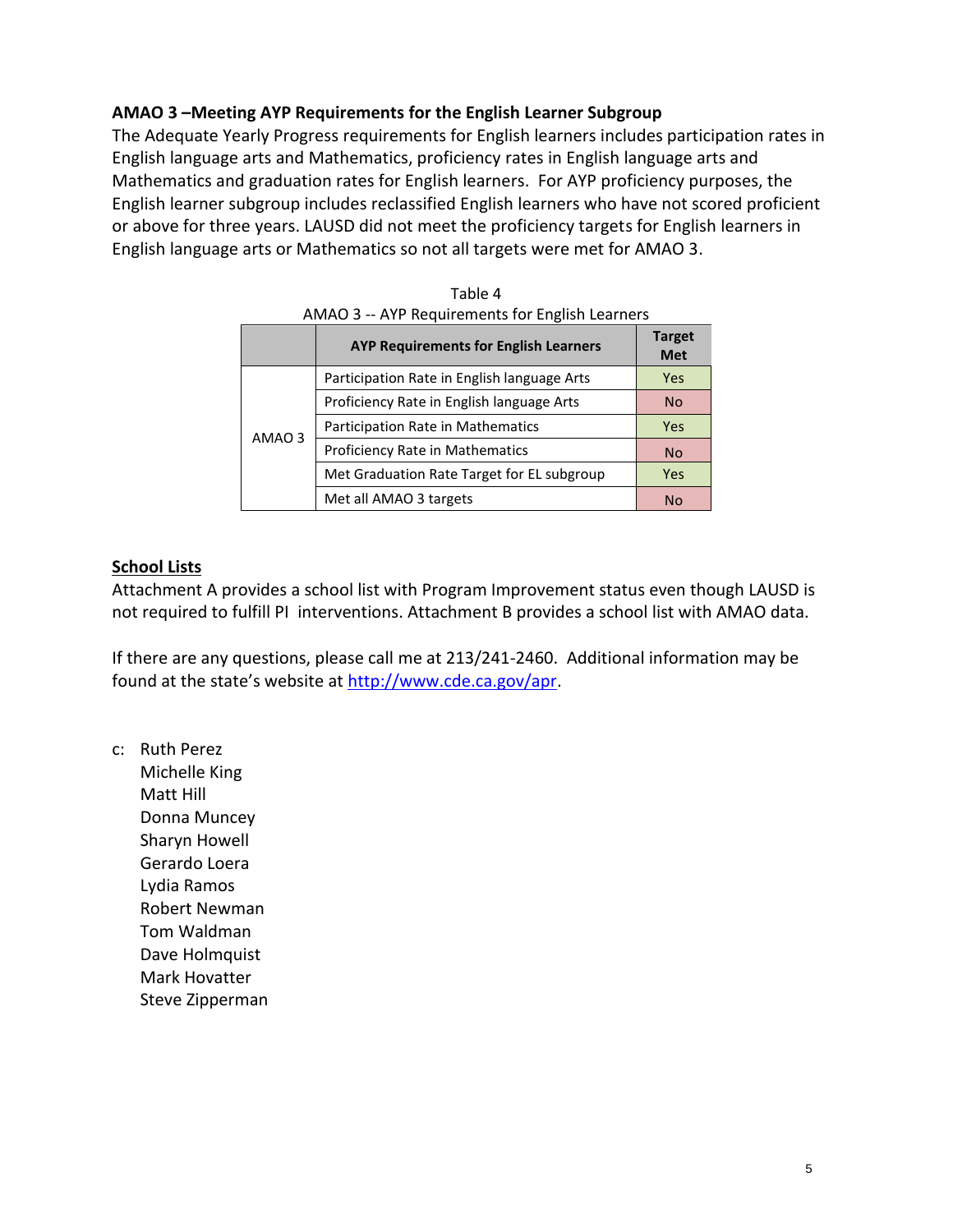**AMAO 3 –Meeting AYP Requirements for the English Learner Subgroup**

The Adequate Yearly Progress requirements for English learners includes participation rates in English language arts and Mathematics, proficiency rates in English language arts and Mathematics and graduation rates for English learners. For AYP proficiency purposes, the English learner subgroup includes reclassified English learners who have not scored proficient or above for three years. LAUSD did not meet the proficiency targets for English learners in English language arts or Mathematics so not all targets were met for AMAO 3.

Table 4
AMAO 3 -- AYP Requirements for English Learners

| | AYP Requirements for English Learners | Target Met |
|---|---|---|
| AMAO 3 | Participation Rate in English language Arts | Yes |
| | Proficiency Rate in English language Arts | No |
| | Participation Rate in Mathematics | Yes |
| | Proficiency Rate in Mathematics | No |
| | Met Graduation Rate Target for EL subgroup | Yes |
| | Met all AMAO 3 targets | No |

**School Lists**

Attachment A provides a school list with Program Improvement status even though LAUSD is not required to fulfill PI interventions. Attachment B provides a school list with AMAO data.

If there are any questions, please call me at 213/241-2460. Additional information may be found at the state's website at http://www.cde.ca.gov/apr.

c: Ruth Perez
Michelle King
Matt Hill
Donna Muncey
Sharyn Howell
Gerardo Loera
Lydia Ramos
Robert Newman
Tom Waldman
Dave Holmquist
Mark Hovatter
Steve Zipperman